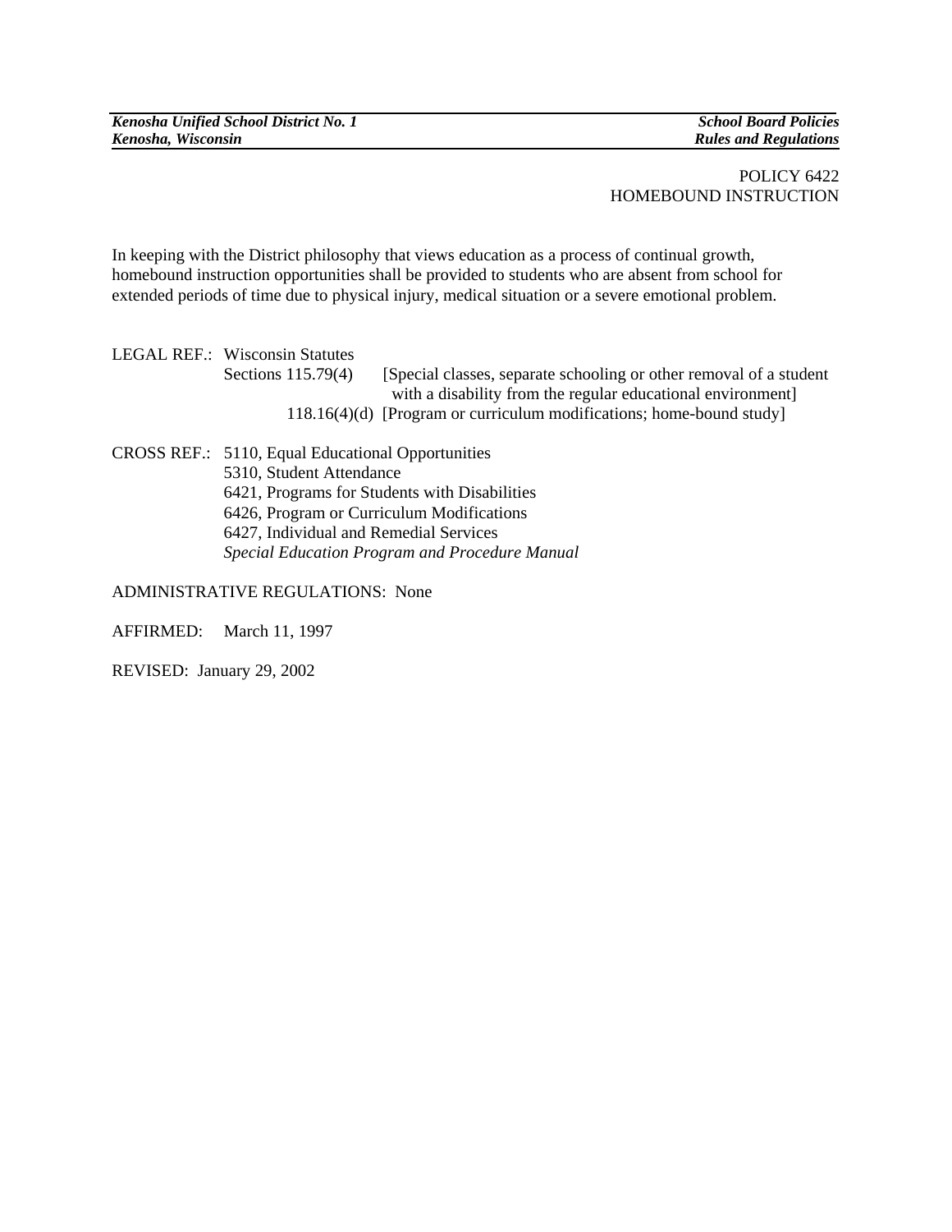POLICY 6422
HOMEBOUND INSTRUCTION

In keeping with the District philosophy that views education as a process of continual growth, homebound instruction opportunities shall be provided to students who are absent from school for extended periods of time due to physical injury, medical situation or a severe emotional problem.

LEGAL REF.: Wisconsin Statutes
Sections 115.79(4) [Special classes, separate schooling or other removal of a student with a disability from the regular educational environment]
118.16(4)(d) [Program or curriculum modifications; home-bound study]

CROSS REF.: 5110, Equal Educational Opportunities
5310, Student Attendance
6421, Programs for Students with Disabilities
6426, Program or Curriculum Modifications
6427, Individual and Remedial Services
*Special Education Program and Procedure Manual*

ADMINISTRATIVE REGULATIONS: None

AFFIRMED: March 11, 1997

REVISED: January 29, 2002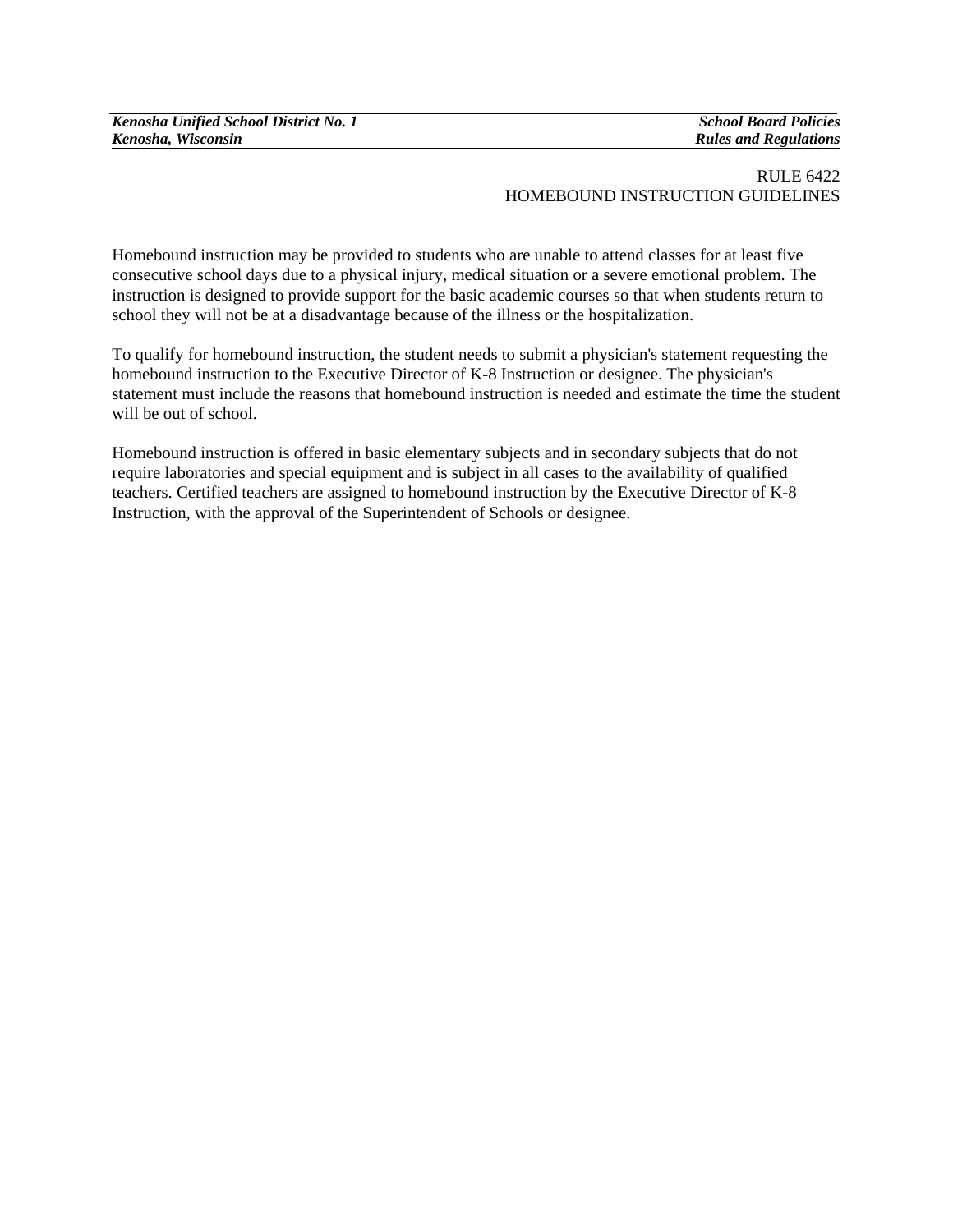RULE 6422
HOMEBOUND INSTRUCTION GUIDELINES

Homebound instruction may be provided to students who are unable to attend classes for at least five consecutive school days due to a physical injury, medical situation or a severe emotional problem. The instruction is designed to provide support for the basic academic courses so that when students return to school they will not be at a disadvantage because of the illness or the hospitalization.

To qualify for homebound instruction, the student needs to submit a physician's statement requesting the homebound instruction to the Executive Director of K-8 Instruction or designee. The physician's statement must include the reasons that homebound instruction is needed and estimate the time the student will be out of school.

Homebound instruction is offered in basic elementary subjects and in secondary subjects that do not require laboratories and special equipment and is subject in all cases to the availability of qualified teachers. Certified teachers are assigned to homebound instruction by the Executive Director of K-8 Instruction, with the approval of the Superintendent of Schools or designee.